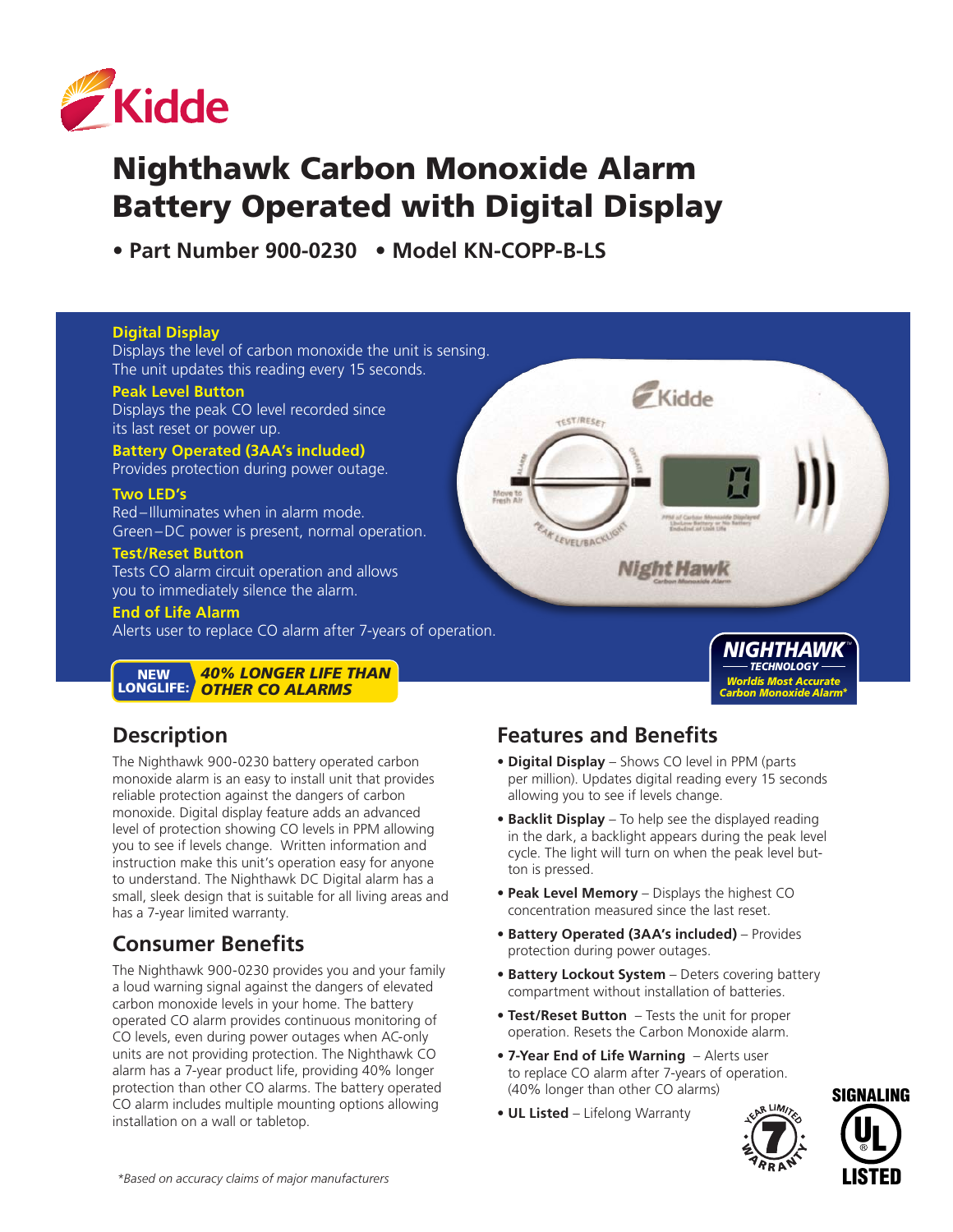# Nighthawk Carbon Monoxide Alarm Battery Operated with Digital Display

**• Part Number 900-0230 • Model KN-COPP-B-LS**

**Digital Display**
Displays the level of carbon monoxide the unit is sensing. The unit updates this reading every 15 seconds.

**Peak Level Button**
Displays the peak CO level recorded since its last reset or power up.

**Battery Operated (3AA's included)**
Provides protection during power outage.

**Two LED's**
Red – Illuminates when in alarm mode.
Green – DC power is present, normal operation.

**Test/Reset Button**
Tests CO alarm circuit operation and allows you to immediately silence the alarm.

**End of Life Alarm**
Alerts user to replace CO alarm after 7-years of operation.

**NEW LONGLIFE:** ***40% LONGER LIFE THAN OTHER CO ALARMS***

**NIGHTHAWK™ TECHNOLOGY** — *Worlds Most Accurate Carbon Monoxide Alarm**

## Description

The Nighthawk 900-0230 battery operated carbon monoxide alarm is an easy to install unit that provides reliable protection against the dangers of carbon monoxide. Digital display feature adds an advanced level of protection showing CO levels in PPM allowing you to see if levels change. Written information and instruction make this unit's operation easy for anyone to understand. The Nighthawk DC Digital alarm has a small, sleek design that is suitable for all living areas and has a 7-year limited warranty.

## Consumer Benefits

The Nighthawk 900-0230 provides you and your family a loud warning signal against the dangers of elevated carbon monoxide levels in your home. The battery operated CO alarm provides continuous monitoring of CO levels, even during power outages when AC-only units are not providing protection. The Nighthawk CO alarm has a 7-year product life, providing 40% longer protection than other CO alarms. The battery operated CO alarm includes multiple mounting options allowing installation on a wall or tabletop.

## Features and Benefits

- **Digital Display** – Shows CO level in PPM (parts per million). Updates digital reading every 15 seconds allowing you to see if levels change.
- **Backlit Display** – To help see the displayed reading in the dark, a backlight appears during the peak level cycle. The light will turn on when the peak level button is pressed.
- **Peak Level Memory** – Displays the highest CO concentration measured since the last reset.
- **Battery Operated (3AA's included)** – Provides protection during power outages.
- **Battery Lockout System** – Deters covering battery compartment without installation of batteries.
- **Test/Reset Button** – Tests the unit for proper operation. Resets the Carbon Monoxide alarm.
- **7-Year End of Life Warning** – Alerts user to replace CO alarm after 7-years of operation. (40% longer than other CO alarms)
- **UL Listed** – Lifelong Warranty

7 YEAR LIMITED WARRANTY

SIGNALING UL LISTED

*Based on accuracy claims of major manufacturers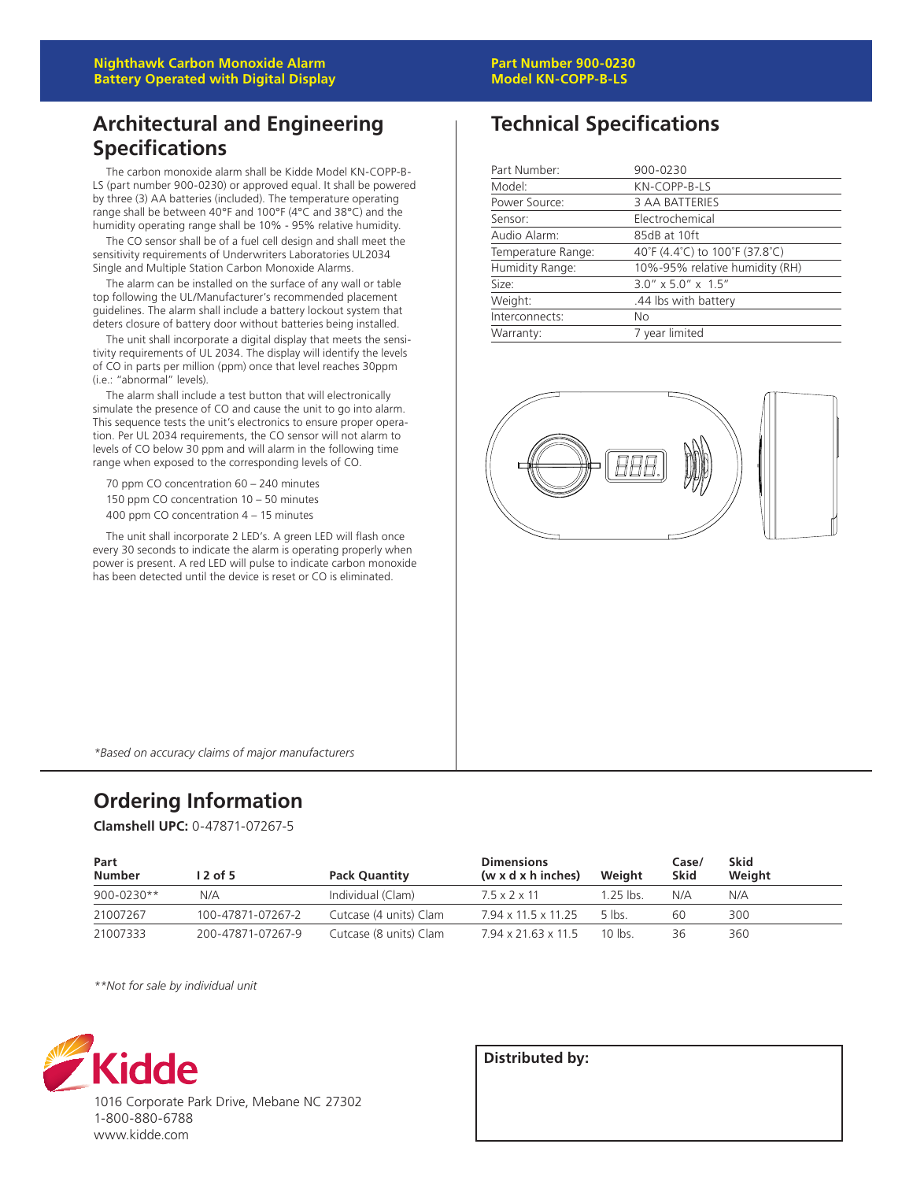**Nighthawk Carbon Monoxide Alarm**
**Battery Operated with Digital Display**

**Part Number 900-0230**
**Model KN-COPP-B-LS**

## Architectural and Engineering Specifications

The carbon monoxide alarm shall be Kidde Model KN-COPP-B-LS (part number 900-0230) or approved equal. It shall be powered by three (3) AA batteries (included). The temperature operating range shall be between 40°F and 100°F (4°C and 38°C) and the humidity operating range shall be 10% - 95% relative humidity.

The CO sensor shall be of a fuel cell design and shall meet the sensitivity requirements of Underwriters Laboratories UL2034 Single and Multiple Station Carbon Monoxide Alarms.

The alarm can be installed on the surface of any wall or table top following the UL/Manufacturer's recommended placement guidelines. The alarm shall include a battery lockout system that deters closure of battery door without batteries being installed.

The unit shall incorporate a digital display that meets the sensitivity requirements of UL 2034. The display will identify the levels of CO in parts per million (ppm) once that level reaches 30ppm (i.e.: "abnormal" levels).

The alarm shall include a test button that will electronically simulate the presence of CO and cause the unit to go into alarm. This sequence tests the unit's electronics to ensure proper operation. Per UL 2034 requirements, the CO sensor will not alarm to levels of CO below 30 ppm and will alarm in the following time range when exposed to the corresponding levels of CO.

70 ppm CO concentration 60 – 240 minutes
150 ppm CO concentration 10 – 50 minutes
400 ppm CO concentration 4 – 15 minutes

The unit shall incorporate 2 LED's. A green LED will flash once every 30 seconds to indicate the alarm is operating properly when power is present. A red LED will pulse to indicate carbon monoxide has been detected until the device is reset or CO is eliminated.

*\*Based on accuracy claims of major manufacturers*

## Technical Specifications

| | |
|---|---|
| Part Number: | 900-0230 |
| Model: | KN-COPP-B-LS |
| Power Source: | 3 AA BATTERIES |
| Sensor: | Electrochemical |
| Audio Alarm: | 85dB at 10ft |
| Temperature Range: | 40˚F (4.4˚C) to 100˚F (37.8˚C) |
| Humidity Range: | 10%-95% relative humidity (RH) |
| Size: | 3.0" x 5.0" x 1.5" |
| Weight: | .44 lbs with battery |
| Interconnects: | No |
| Warranty: | 7 year limited |

## Ordering Information

**Clamshell UPC:** 0-47871-07267-5

| Part Number | I 2 of 5 | Pack Quantity | Dimensions (w x d x h inches) | Weight | Case/ Skid | Skid Weight |
|---|---|---|---|---|---|---|
| 900-0230** | N/A | Individual (Clam) | 7.5 x 2 x 11 | 1.25 lbs. | N/A | N/A |
| 21007267 | 100-47871-07267-2 | Cutcase (4 units) Clam | 7.94 x 11.5 x 11.25 | 5 lbs. | 60 | 300 |
| 21007333 | 200-47871-07267-9 | Cutcase (8 units) Clam | 7.94 x 21.63 x 11.5 | 10 lbs. | 36 | 360 |

*\*\*Not for sale by individual unit*

Kidde
1016 Corporate Park Drive, Mebane NC 27302
1-800-880-6788
www.kidde.com

**Distributed by:**